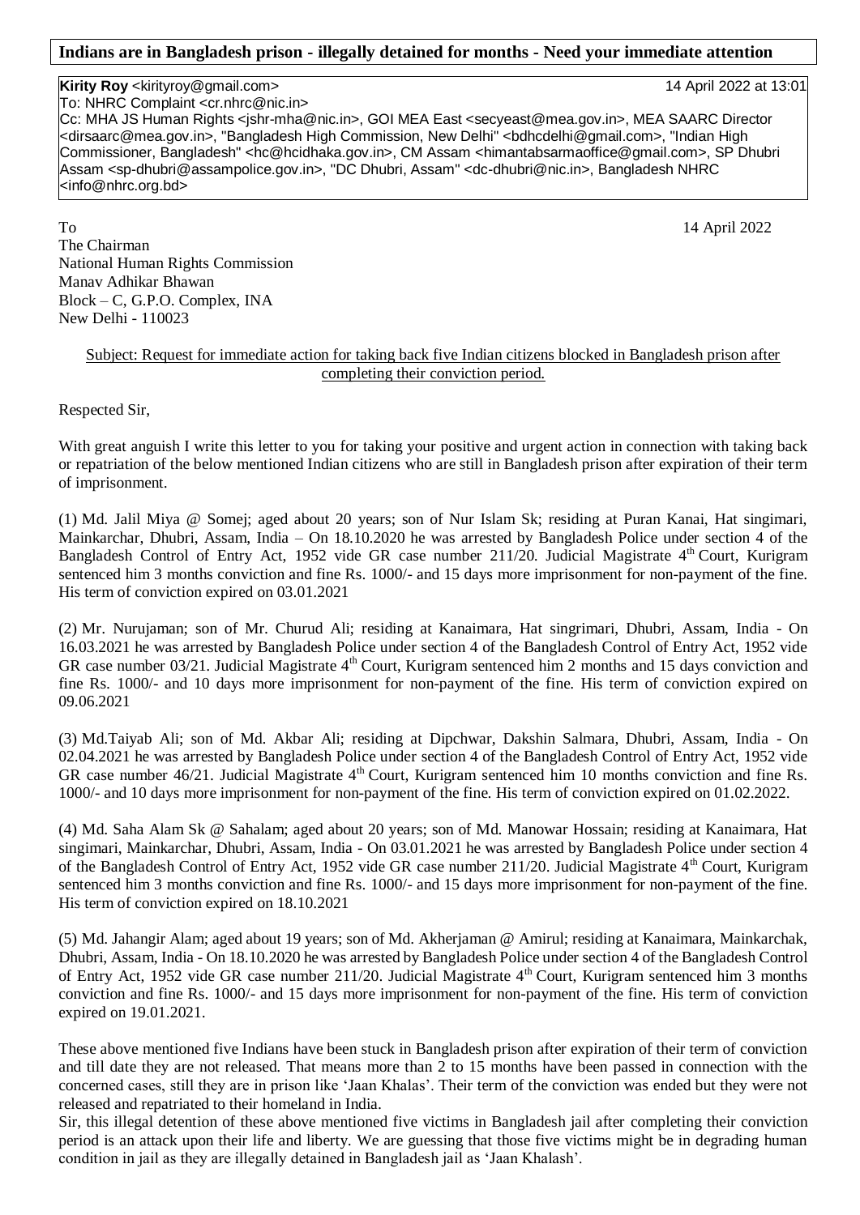**Indians are in Bangladesh prison - illegally detained for months - Need your immediate attention**

**Kirity Roy** <kirityroy@gmail.com> 14 April 2022 at 13:01
To: NHRC Complaint <cr.nhrc@nic.in>
Cc: MHA JS Human Rights <jshr-mha@nic.in>, GOI MEA East <secyeast@mea.gov.in>, MEA SAARC Director <dirsaarc@mea.gov.in>, "Bangladesh High Commission, New Delhi" <bdhcdelhi@gmail.com>, "Indian High Commissioner, Bangladesh" <hc@hcidhaka.gov.in>, CM Assam <himantabsarmaoffice@gmail.com>, SP Dhubri Assam <sp-dhubri@assampolice.gov.in>, "DC Dhubri, Assam" <dc-dhubri@nic.in>, Bangladesh NHRC <info@nhrc.org.bd>

To 14 April 2022

The Chairman
National Human Rights Commission
Manav Adhikar Bhawan
Block – C, G.P.O. Complex, INA
New Delhi - 110023

Subject: Request for immediate action for taking back five Indian citizens blocked in Bangladesh prison after completing their conviction period.

Respected Sir,

With great anguish I write this letter to you for taking your positive and urgent action in connection with taking back or repatriation of the below mentioned Indian citizens who are still in Bangladesh prison after expiration of their term of imprisonment.

(1) Md. Jalil Miya @ Somej; aged about 20 years; son of Nur Islam Sk; residing at Puran Kanai, Hat singimari, Mainkarchar, Dhubri, Assam, India – On 18.10.2020 he was arrested by Bangladesh Police under section 4 of the Bangladesh Control of Entry Act, 1952 vide GR case number 211/20. Judicial Magistrate 4th Court, Kurigram sentenced him 3 months conviction and fine Rs. 1000/- and 15 days more imprisonment for non-payment of the fine. His term of conviction expired on 03.01.2021

(2) Mr. Nurujaman; son of Mr. Churud Ali; residing at Kanaimara, Hat singrimari, Dhubri, Assam, India - On 16.03.2021 he was arrested by Bangladesh Police under section 4 of the Bangladesh Control of Entry Act, 1952 vide GR case number 03/21. Judicial Magistrate 4th Court, Kurigram sentenced him 2 months and 15 days conviction and fine Rs. 1000/- and 10 days more imprisonment for non-payment of the fine. His term of conviction expired on 09.06.2021

(3) Md.Taiyab Ali; son of Md. Akbar Ali; residing at Dipchwar, Dakshin Salmara, Dhubri, Assam, India - On 02.04.2021 he was arrested by Bangladesh Police under section 4 of the Bangladesh Control of Entry Act, 1952 vide GR case number 46/21. Judicial Magistrate 4th Court, Kurigram sentenced him 10 months conviction and fine Rs. 1000/- and 10 days more imprisonment for non-payment of the fine. His term of conviction expired on 01.02.2022.

(4) Md. Saha Alam Sk @ Sahalam; aged about 20 years; son of Md. Manowar Hossain; residing at Kanaimara, Hat singimari, Mainkarchar, Dhubri, Assam, India - On 03.01.2021 he was arrested by Bangladesh Police under section 4 of the Bangladesh Control of Entry Act, 1952 vide GR case number 211/20. Judicial Magistrate 4th Court, Kurigram sentenced him 3 months conviction and fine Rs. 1000/- and 15 days more imprisonment for non-payment of the fine. His term of conviction expired on 18.10.2021

(5) Md. Jahangir Alam; aged about 19 years; son of Md. Akherjaman @ Amirul; residing at Kanaimara, Mainkarchak, Dhubri, Assam, India - On 18.10.2020 he was arrested by Bangladesh Police under section 4 of the Bangladesh Control of Entry Act, 1952 vide GR case number 211/20. Judicial Magistrate 4th Court, Kurigram sentenced him 3 months conviction and fine Rs. 1000/- and 15 days more imprisonment for non-payment of the fine. His term of conviction expired on 19.01.2021.

These above mentioned five Indians have been stuck in Bangladesh prison after expiration of their term of conviction and till date they are not released. That means more than 2 to 15 months have been passed in connection with the concerned cases, still they are in prison like 'Jaan Khalas'. Their term of the conviction was ended but they were not released and repatriated to their homeland in India.

Sir, this illegal detention of these above mentioned five victims in Bangladesh jail after completing their conviction period is an attack upon their life and liberty. We are guessing that those five victims might be in degrading human condition in jail as they are illegally detained in Bangladesh jail as 'Jaan Khalash'.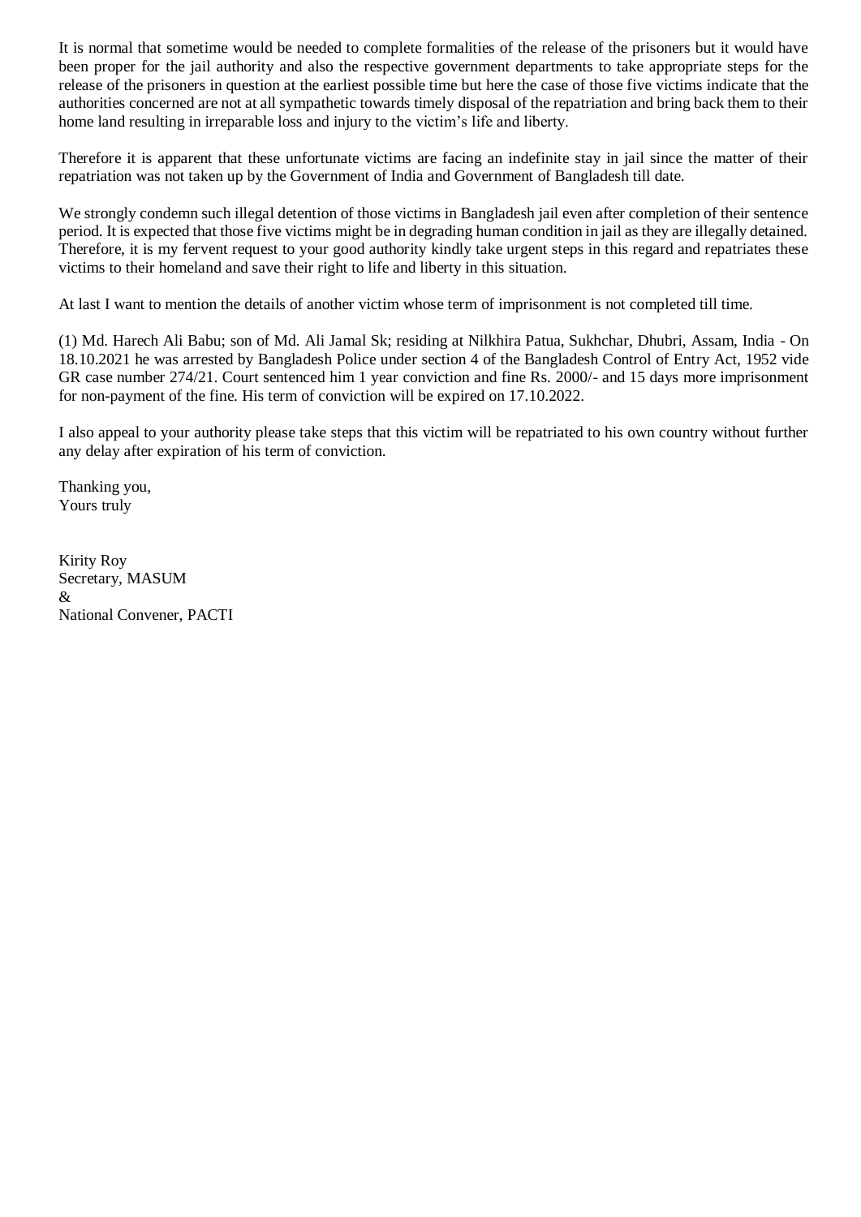It is normal that sometime would be needed to complete formalities of the release of the prisoners but it would have been proper for the jail authority and also the respective government departments to take appropriate steps for the release of the prisoners in question at the earliest possible time but here the case of those five victims indicate that the authorities concerned are not at all sympathetic towards timely disposal of the repatriation and bring back them to their home land resulting in irreparable loss and injury to the victim's life and liberty.

Therefore it is apparent that these unfortunate victims are facing an indefinite stay in jail since the matter of their repatriation was not taken up by the Government of India and Government of Bangladesh till date.

We strongly condemn such illegal detention of those victims in Bangladesh jail even after completion of their sentence period. It is expected that those five victims might be in degrading human condition in jail as they are illegally detained. Therefore, it is my fervent request to your good authority kindly take urgent steps in this regard and repatriates these victims to their homeland and save their right to life and liberty in this situation.

At last I want to mention the details of another victim whose term of imprisonment is not completed till time.

(1) Md. Harech Ali Babu; son of Md. Ali Jamal Sk; residing at Nilkhira Patua, Sukhchar, Dhubri, Assam, India - On 18.10.2021 he was arrested by Bangladesh Police under section 4 of the Bangladesh Control of Entry Act, 1952 vide GR case number 274/21. Court sentenced him 1 year conviction and fine Rs. 2000/- and 15 days more imprisonment for non-payment of the fine. His term of conviction will be expired on 17.10.2022.

I also appeal to your authority please take steps that this victim will be repatriated to his own country without further any delay after expiration of his term of conviction.

Thanking you,
Yours truly

Kirity Roy
Secretary, MASUM
&
National Convener, PACTI